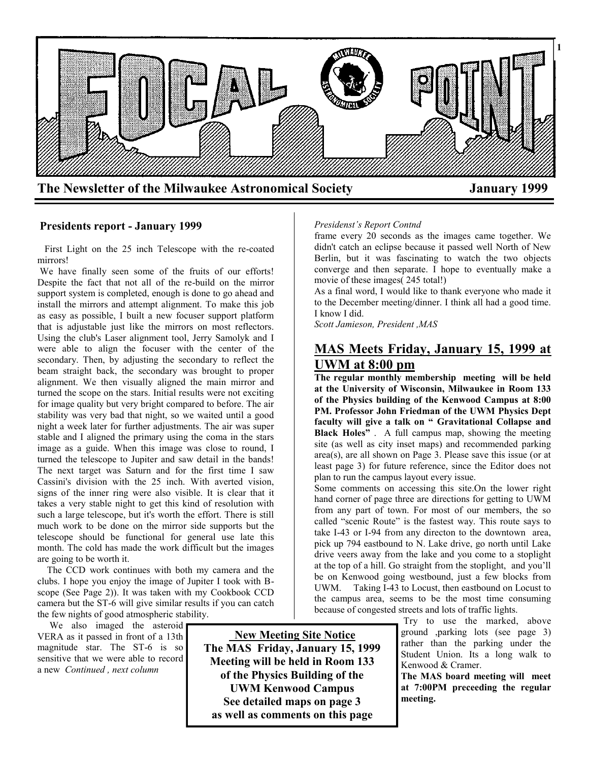# FOCAL POINT

**The Newsletter of the Milwaukee Astronomical Society** **January 1999**

### Presidents report - January 1999

First Light on the 25 inch Telescope with the re-coated mirrors!

We have finally seen some of the fruits of our efforts! Despite the fact that not all of the re-build on the mirror support system is completed, enough is done to go ahead and install the mirrors and attempt alignment. To make this job as easy as possible, I built a new focuser support platform that is adjustable just like the mirrors on most reflectors. Using the club's Laser alignment tool, Jerry Samolyk and I were able to align the focuser with the center of the secondary. Then, by adjusting the secondary to reflect the beam straight back, the secondary was brought to proper alignment. We then visually aligned the main mirror and turned the scope on the stars. Initial results were not exciting for image quality but very bright compared to before. The air stability was very bad that night, so we waited until a good night a week later for further adjustments. The air was super stable and I aligned the primary using the coma in the stars image as a guide. When this image was close to round, I turned the telescope to Jupiter and saw detail in the bands! The next target was Saturn and for the first time I saw Cassini's division with the 25 inch. With averted vision, signs of the inner ring were also visible. It is clear that it takes a very stable night to get this kind of resolution with such a large telescope, but it's worth the effort. There is still much work to be done on the mirror side supports but the telescope should be functional for general use late this month. The cold has made the work difficult but the images are going to be worth it.

The CCD work continues with both my camera and the clubs. I hope you enjoy the image of Jupiter I took with B-scope (See Page 2)). It was taken with my Cookbook CCD camera but the ST-6 will give similar results if you can catch the few nights of good atmospheric stability.

We also imaged the asteroid VERA as it passed in front of a 13th magnitude star. The ST-6 is so sensitive that we were able to record a new *Continued , next column*

*Presidenst's Report Contnd*

frame every 20 seconds as the images came together. We didn't catch an eclipse because it passed well North of New Berlin, but it was fascinating to watch the two objects converge and then separate. I hope to eventually make a movie of these images( 245 total!)

As a final word, I would like to thank everyone who made it to the December meeting/dinner. I think all had a good time. I know I did.

*Scott Jamieson, President ,MAS*

## MAS Meets Friday, January 15, 1999 at UWM at 8:00 pm

**The regular monthly membership meeting will be held at the University of Wisconsin, Milwaukee in Room 133 of the Physics building of the Kenwood Campus at 8:00 PM. Professor John Friedman of the UWM Physics Dept faculty will give a talk on " Gravitational Collapse and Black Holes"** . A full campus map, showing the meeting site (as well as city inset maps) and recommended parking area(s), are all shown on Page 3. Please save this issue (or at least page 3) for future reference, since the Editor does not plan to run the campus layout every issue.

Some comments on accessing this site.On the lower right hand corner of page three are directions for getting to UWM from any part of town. For most of our members, the so called "scenic Route" is the fastest way. This route says to take I-43 or I-94 from any directon to the downtown area, pick up 794 eastbound to N. Lake drive, go north until Lake drive veers away from the lake and you come to a stoplight at the top of a hill. Go straight from the stoplight, and you'll be on Kenwood going westbound, just a few blocks from UWM. Taking I-43 to Locust, then eastbound on Locust to the campus area, seems to be the most time consuming because of congested streets and lots of traffic lights.

Try to use the marked, above ground ,parking lots (see page 3) rather than the parking under the Student Union. Its a long walk to Kenwood & Cramer.

**The MAS board meeting will meet at 7:00PM preceeding the regular meeting.**

**New Meeting Site Notice**
**The MAS Friday, January 15, 1999 Meeting will be held in Room 133 of the Physics Building of the UWM Kenwood Campus**
**See detailed maps on page 3 as well as comments on this page**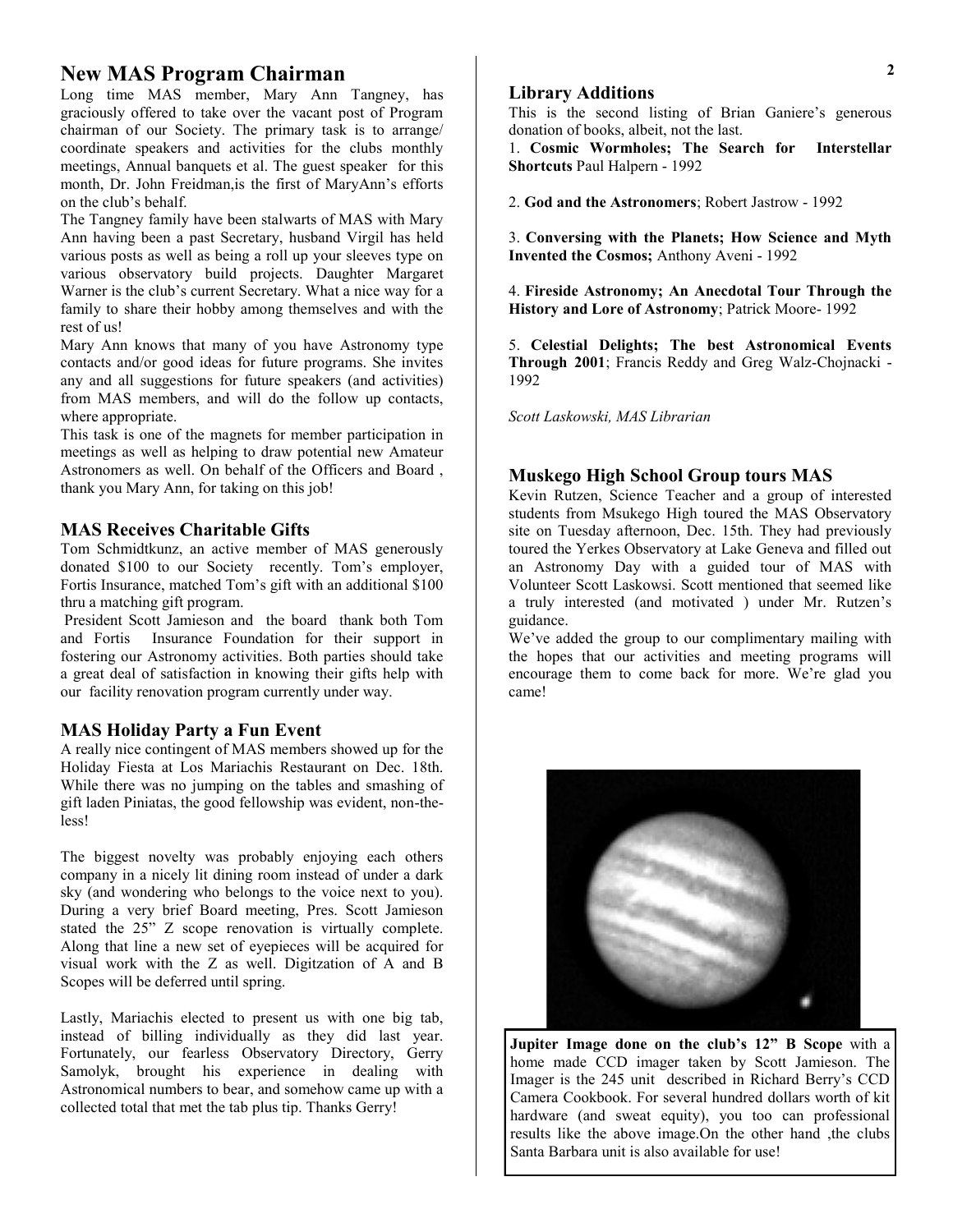## New MAS Program Chairman

Long time MAS member, Mary Ann Tangney, has graciously offered to take over the vacant post of Program chairman of our Society. The primary task is to arrange/ coordinate speakers and activities for the clubs monthly meetings, Annual banquets et al. The guest speaker for this month, Dr. John Freidman,is the first of MaryAnn's efforts on the club's behalf.

The Tangney family have been stalwarts of MAS with Mary Ann having been a past Secretary, husband Virgil has held various posts as well as being a roll up your sleeves type on various observatory build projects. Daughter Margaret Warner is the club's current Secretary. What a nice way for a family to share their hobby among themselves and with the rest of us!

Mary Ann knows that many of you have Astronomy type contacts and/or good ideas for future programs. She invites any and all suggestions for future speakers (and activities) from MAS members, and will do the follow up contacts, where appropriate.

This task is one of the magnets for member participation in meetings as well as helping to draw potential new Amateur Astronomers as well. On behalf of the Officers and Board , thank you Mary Ann, for taking on this job!

### MAS Receives Charitable Gifts

Tom Schmidtkunz, an active member of MAS generously donated $100 to our Society recently. Tom's employer, Fortis Insurance, matched Tom's gift with an additional $100 thru a matching gift program.

President Scott Jamieson and the board thank both Tom and Fortis Insurance Foundation for their support in fostering our Astronomy activities. Both parties should take a great deal of satisfaction in knowing their gifts help with our facility renovation program currently under way.

### MAS Holiday Party a Fun Event

A really nice contingent of MAS members showed up for the Holiday Fiesta at Los Mariachis Restaurant on Dec. 18th. While there was no jumping on the tables and smashing of gift laden Piniatas, the good fellowship was evident, non-the-less!

The biggest novelty was probably enjoying each others company in a nicely lit dining room instead of under a dark sky (and wondering who belongs to the voice next to you). During a very brief Board meeting, Pres. Scott Jamieson stated the 25" Z scope renovation is virtually complete. Along that line a new set of eyepieces will be acquired for visual work with the Z as well. Digitzation of A and B Scopes will be deferred until spring.

Lastly, Mariachis elected to present us with one big tab, instead of billing individually as they did last year. Fortunately, our fearless Observatory Directory, Gerry Samolyk, brought his experience in dealing with Astronomical numbers to bear, and somehow came up with a collected total that met the tab plus tip. Thanks Gerry!

### Library Additions

This is the second listing of Brian Ganiere's generous donation of books, albeit, not the last.

1. **Cosmic Wormholes; The Search for Interstellar Shortcuts** Paul Halpern - 1992

2. **God and the Astronomers**; Robert Jastrow - 1992

3. **Conversing with the Planets; How Science and Myth Invented the Cosmos;** Anthony Aveni - 1992

4. **Fireside Astronomy; An Anecdotal Tour Through the History and Lore of Astronomy**; Patrick Moore- 1992

5. **Celestial Delights; The best Astronomical Events Through 2001**; Francis Reddy and Greg Walz-Chojnacki - 1992

*Scott Laskowski, MAS Librarian*

### Muskego High School Group tours MAS

Kevin Rutzen, Science Teacher and a group of interested students from Msukego High toured the MAS Observatory site on Tuesday afternoon, Dec. 15th. They had previously toured the Yerkes Observatory at Lake Geneva and filled out an Astronomy Day with a guided tour of MAS with Volunteer Scott Laskowsi. Scott mentioned that seemed like a truly interested (and motivated ) under Mr. Rutzen's guidance.

We've added the group to our complimentary mailing with the hopes that our activities and meeting programs will encourage them to come back for more. We're glad you came!

**Jupiter Image done on the club's 12" B Scope** with a home made CCD imager taken by Scott Jamieson. The Imager is the 245 unit described in Richard Berry's CCD Camera Cookbook. For several hundred dollars worth of kit hardware (and sweat equity), you too can professional results like the above image.On the other hand ,the clubs Santa Barbara unit is also available for use!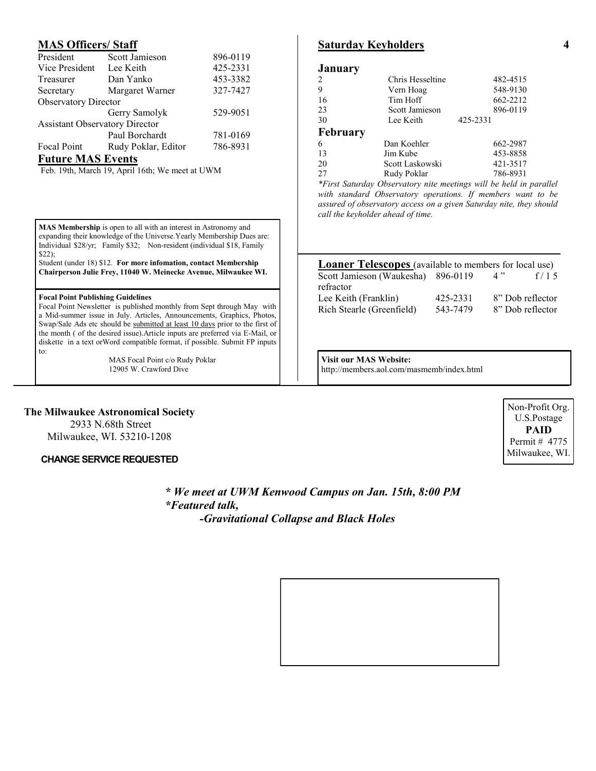## MAS Officers/ Staff

| | | |
|---|---|---|
| President | Scott Jamieson | 896-0119 |
| Vice President | Lee Keith | 425-2331 |
| Treasurer | Dan Yanko | 453-3382 |
| Secretary | Margaret Warner | 327-7427 |
| Observatory Director | | |
| | Gerry Samolyk | 529-9051 |
| Assistant Observatory Director | | |
| | Paul Borchardt | 781-0169 |
| Focal Point | Rudy Poklar, Editor | 786-8931 |

## Future MAS Events

Feb. 19th, March 19, April 16th; We meet at UWM

**MAS Membership** is open to all with an interest in Astronomy and expanding their knowledge of the Universe.Yearly Membership Dues are: Individual $28/yr; Family $32; Non-resident (individual $18, Family $22);
Student (under 18) $12. **For more infomation, contact Membership Chairperson Julie Frey, 11040 W. Meinecke Avenue, Milwaukee WI.**

**Focal Point Publishing Guidelines**
Focal Point Newsletter is published monthly from Sept through May with a Mid-summer issue in July. Articles, Announcements, Graphics, Photos, Swap/Sale Ads etc should be submitted at least 10 days prior to the first of the month ( of the desired issue).Article inputs are preferred via E-Mail, or diskette in a text orWord compatible format, if possible. Submit FP inputs to:

MAS Focal Point c/o Rudy Poklar
12905 W. Crawford Dive

## Saturday Keyholders

### January

| | | |
|---|---|---|
| 2 | Chris Hesseltine | 482-4515 |
| 9 | Vern Hoag | 548-9130 |
| 16 | Tim Hoff | 662-2212 |
| 23 | Scott Jamieson | 896-0119 |
| 30 | Lee Keith | 425-2331 |

### February

| | | |
|---|---|---|
| 6 | Dan Koehler | 662-2987 |
| 13 | Jim Kube | 453-8858 |
| 20 | Scott Laskowski | 421-3517 |
| 27 | Rudy Poklar | 786-8931 |

*\*First Saturday Observatory nite meetings will be held in parallel with standard Observatory operations. If members want to be assured of observatory access on a given Saturday nite, they should call the keyholder ahead of time.*

## Loaner Telescopes (available to members for local use)

| | | |
|---|---|---|
| Scott Jamieson (Waukesha) | 896-0119 | 4" f/15 refractor |
| Lee Keith (Franklin) | 425-2331 | 8" Dob reflector |
| Rich Stearle (Greenfield) | 543-7479 | 8" Dob reflector |

**Visit our MAS Website:**
http://members.aol.com/masmemb/index.html

**The Milwaukee Astronomical Society**
2933 N.68th Street
Milwaukee, WI. 53210-1208

**CHANGE SERVICE REQUESTED**

Non-Profit Org.
U.S.Postage
**PAID**
Permit # 4775
Milwaukee, WI.

***\* We meet at UWM Kenwood Campus on Jan. 15th, 8:00 PM***
***\*Featured talk,***
***-Gravitational Collapse and Black Holes***